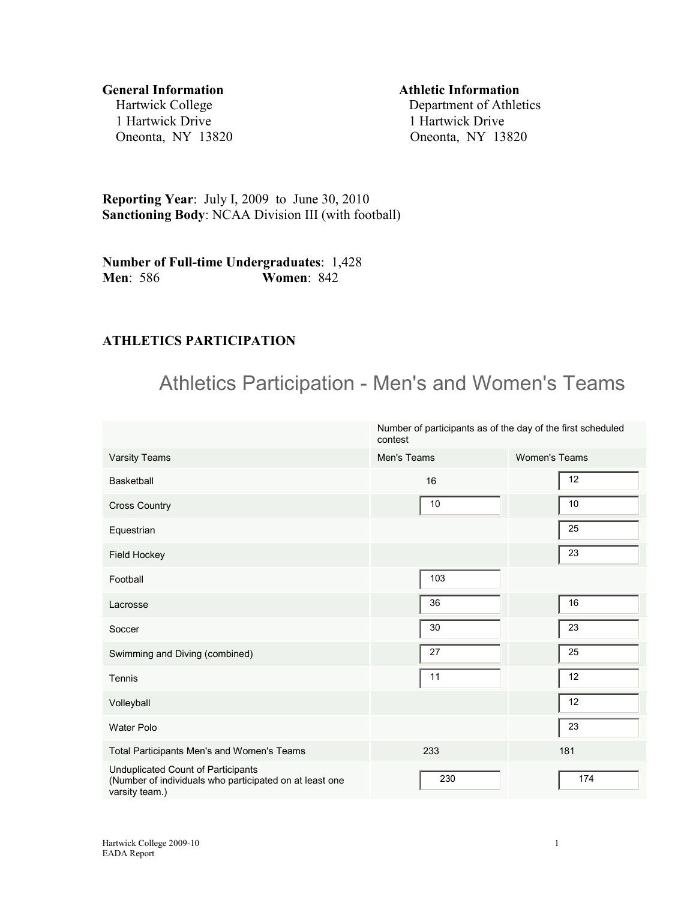**General Information**
Hartwick College
1 Hartwick Drive
Oneonta, NY 13820

**Athletic Information**
Department of Athletics
1 Hartwick Drive
Oneonta, NY 13820

**Reporting Year**: July I, 2009 to June 30, 2010
**Sanctioning Body**: NCAA Division III (with football)

**Number of Full-time Undergraduates**: 1,428
**Men**: 586 **Women**: 842

## ATHLETICS PARTICIPATION

# Athletics Participation - Men's and Women's Teams

| | Number of participants as of the day of the first scheduled contest | |
|---|---|---|
| Varsity Teams | Men's Teams | Women's Teams |
| Basketball | 16 | 12 |
| Cross Country | 10 | 10 |
| Equestrian | | 25 |
| Field Hockey | | 23 |
| Football | 103 | |
| Lacrosse | 36 | 16 |
| Soccer | 30 | 23 |
| Swimming and Diving (combined) | 27 | 25 |
| Tennis | 11 | 12 |
| Volleyball | | 12 |
| Water Polo | | 23 |
| Total Participants Men's and Women's Teams | 233 | 181 |
| Unduplicated Count of Participants (Number of individuals who participated on at least one varsity team.) | 230 | 174 |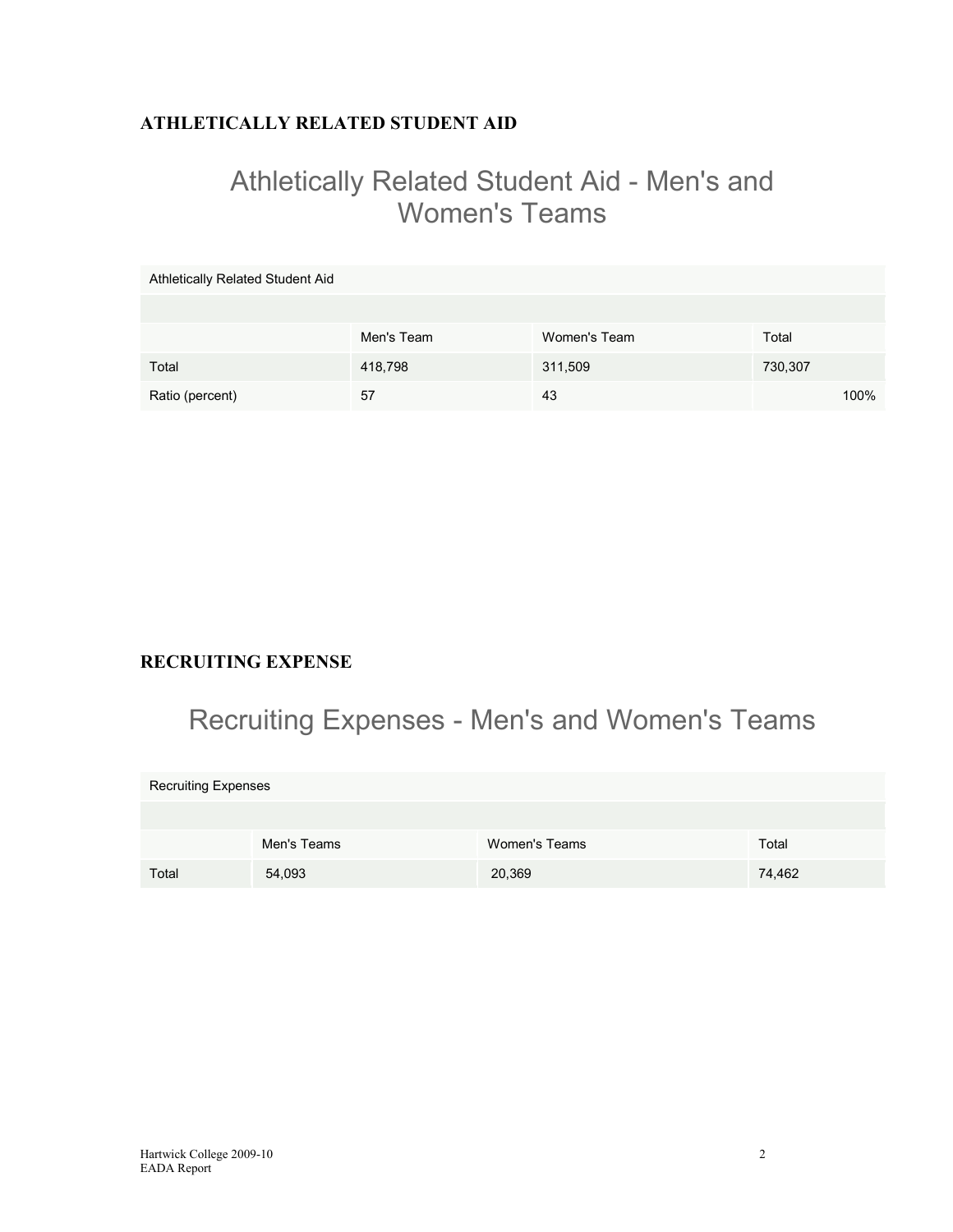## ATHLETICALLY RELATED STUDENT AID

# Athletically Related Student Aid - Men's and Women's Teams

| Athletically Related Student Aid | | | |
|---|---|---|---|
| | Men's Team | Women's Team | Total |
| Total | 418,798 | 311,509 | 730,307 |
| Ratio (percent) | 57 | 43 | 100% |

## RECRUITING EXPENSE

# Recruiting Expenses - Men's and Women's Teams

| Recruiting Expenses | | | |
|---|---|---|---|
| | Men's Teams | Women's Teams | Total |
| Total | 54,093 | 20,369 | 74,462 |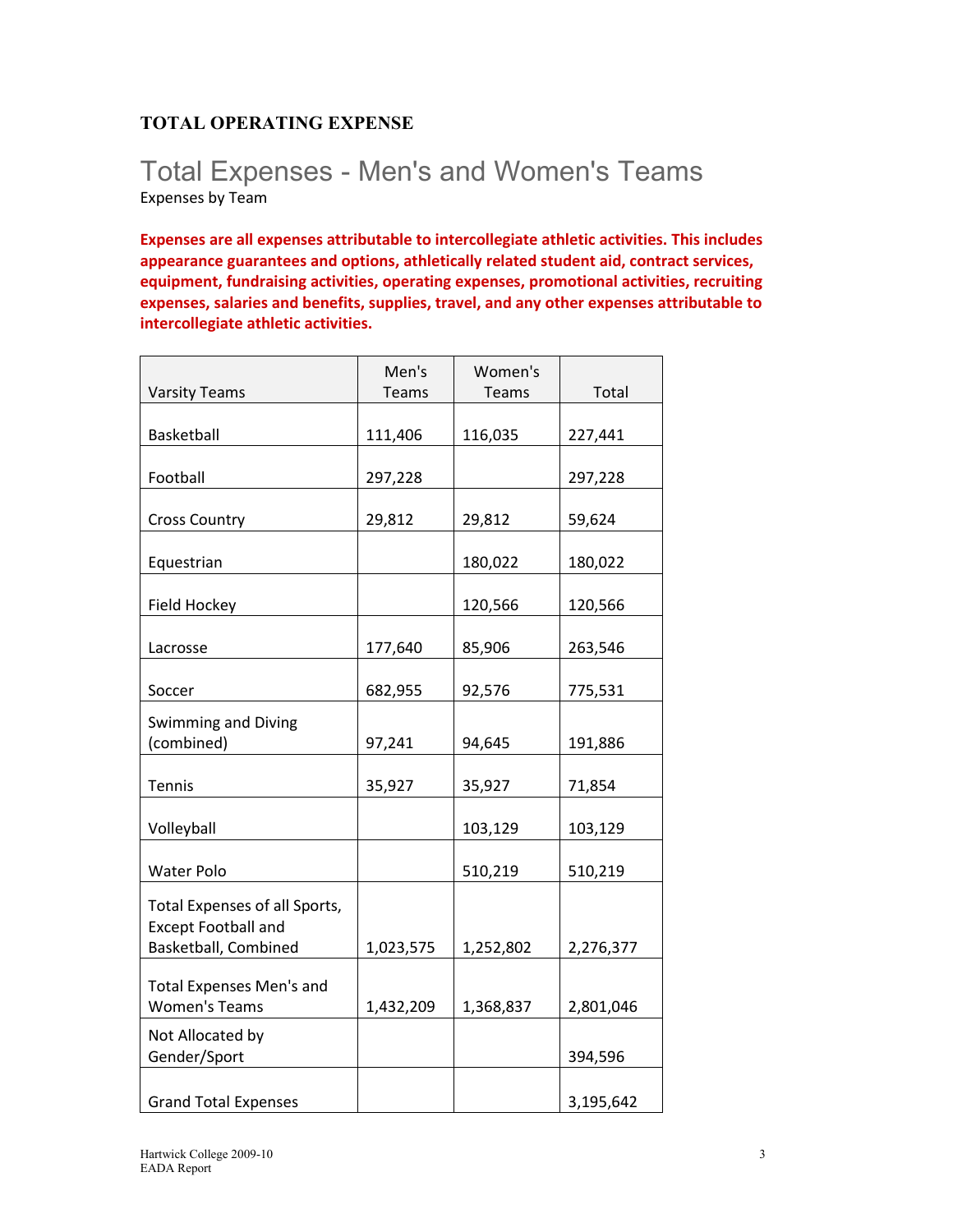### TOTAL OPERATING EXPENSE

# Total Expenses - Men's and Women's Teams

Expenses by Team

**Expenses are all expenses attributable to intercollegiate athletic activities. This includes appearance guarantees and options, athletically related student aid, contract services, equipment, fundraising activities, operating expenses, promotional activities, recruiting expenses, salaries and benefits, supplies, travel, and any other expenses attributable to intercollegiate athletic activities.**

| Varsity Teams | Men's Teams | Women's Teams | Total |
|---|---|---|---|
| Basketball | 111,406 | 116,035 | 227,441 |
| Football | 297,228 | | 297,228 |
| Cross Country | 29,812 | 29,812 | 59,624 |
| Equestrian | | 180,022 | 180,022 |
| Field Hockey | | 120,566 | 120,566 |
| Lacrosse | 177,640 | 85,906 | 263,546 |
| Soccer | 682,955 | 92,576 | 775,531 |
| Swimming and Diving (combined) | 97,241 | 94,645 | 191,886 |
| Tennis | 35,927 | 35,927 | 71,854 |
| Volleyball | | 103,129 | 103,129 |
| Water Polo | | 510,219 | 510,219 |
| Total Expenses of all Sports, Except Football and Basketball, Combined | 1,023,575 | 1,252,802 | 2,276,377 |
| Total Expenses Men's and Women's Teams | 1,432,209 | 1,368,837 | 2,801,046 |
| Not Allocated by Gender/Sport | | | 394,596 |
| Grand Total Expenses | | | 3,195,642 |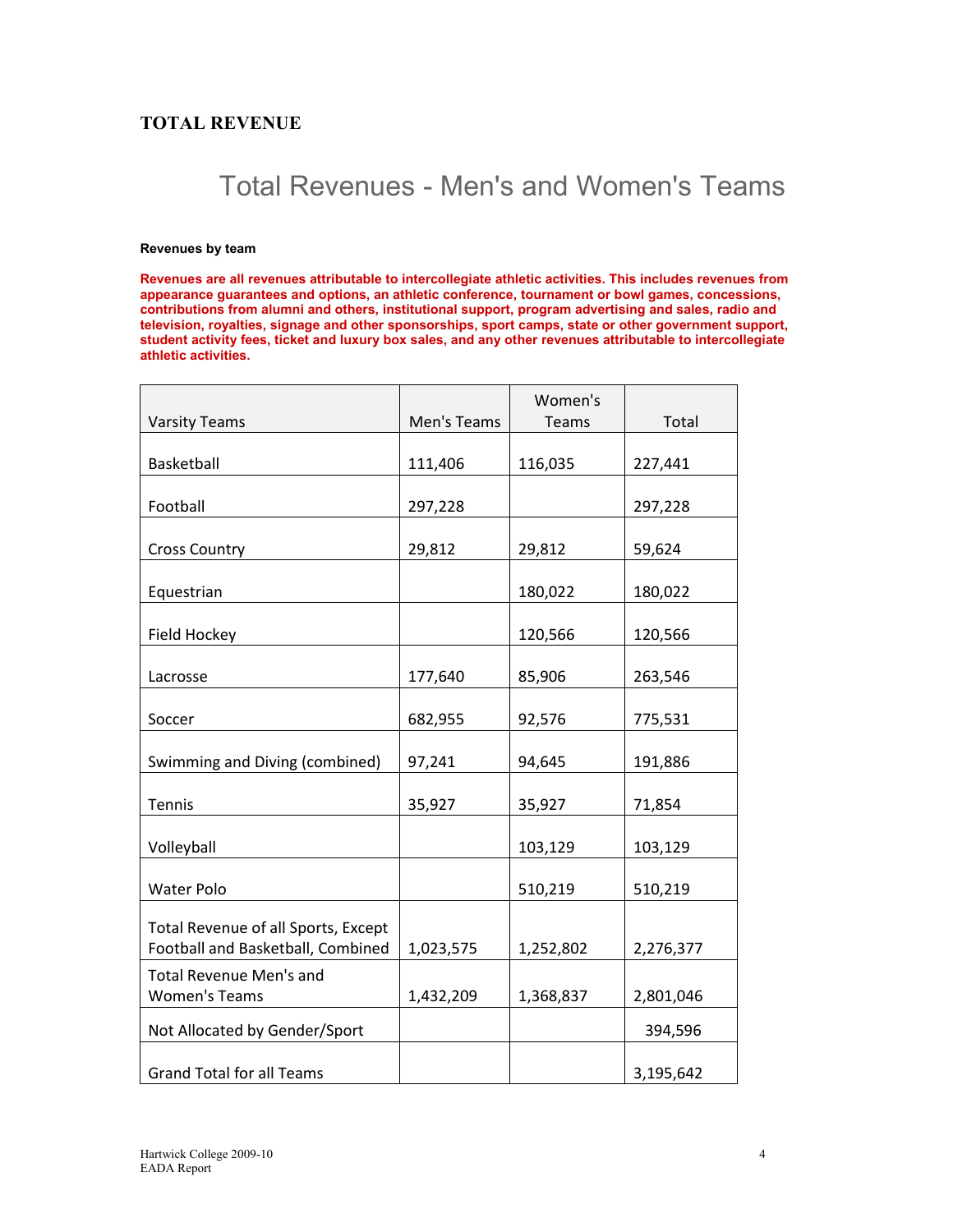## TOTAL REVENUE

# Total Revenues - Men's and Women's Teams

**Revenues by team**

**Revenues are all revenues attributable to intercollegiate athletic activities. This includes revenues from appearance guarantees and options, an athletic conference, tournament or bowl games, concessions, contributions from alumni and others, institutional support, program advertising and sales, radio and television, royalties, signage and other sponsorships, sport camps, state or other government support, student activity fees, ticket and luxury box sales, and any other revenues attributable to intercollegiate athletic activities.**

| Varsity Teams | Men's Teams | Women's Teams | Total |
|---|---|---|---|
| Basketball | 111,406 | 116,035 | 227,441 |
| Football | 297,228 | | 297,228 |
| Cross Country | 29,812 | 29,812 | 59,624 |
| Equestrian | | 180,022 | 180,022 |
| Field Hockey | | 120,566 | 120,566 |
| Lacrosse | 177,640 | 85,906 | 263,546 |
| Soccer | 682,955 | 92,576 | 775,531 |
| Swimming and Diving (combined) | 97,241 | 94,645 | 191,886 |
| Tennis | 35,927 | 35,927 | 71,854 |
| Volleyball | | 103,129 | 103,129 |
| Water Polo | | 510,219 | 510,219 |
| Total Revenue of all Sports, Except Football and Basketball, Combined | 1,023,575 | 1,252,802 | 2,276,377 |
| Total Revenue Men's and Women's Teams | 1,432,209 | 1,368,837 | 2,801,046 |
| Not Allocated by Gender/Sport | | | 394,596 |
| Grand Total for all Teams | | | 3,195,642 |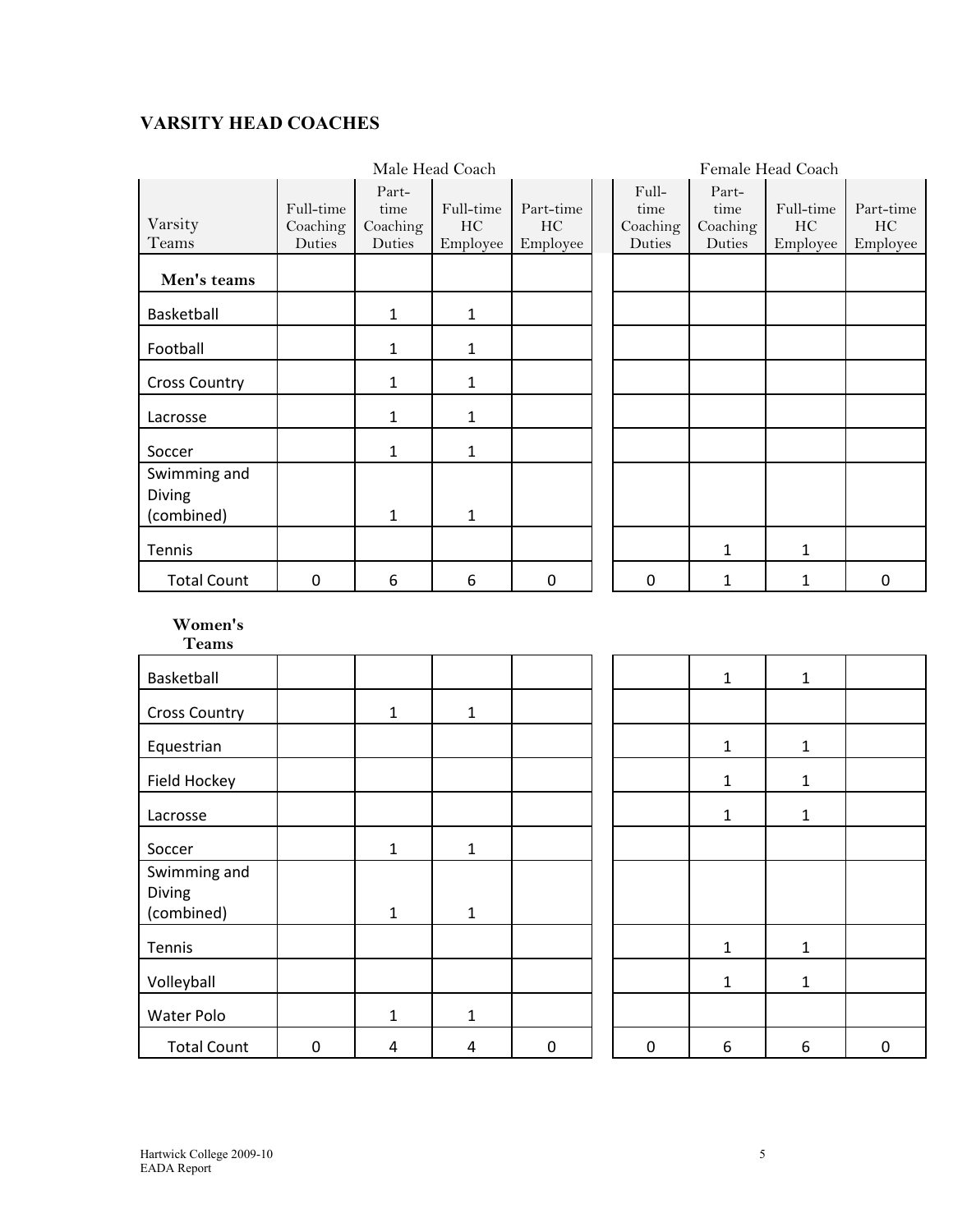## VARSITY HEAD COACHES

| Varsity Teams | Male Head Coach | | | | Female Head Coach | | | |
|---|---|---|---|---|---|---|---|---|
| | Full-time Coaching Duties | Part-time Coaching Duties | Full-time HC Employee | Part-time HC Employee | Full-time Coaching Duties | Part-time Coaching Duties | Full-time HC Employee | Part-time HC Employee |
| **Men's teams** | | | | | | | | |
| Basketball | | 1 | 1 | | | | | |
| Football | | 1 | 1 | | | | | |
| Cross Country | | 1 | 1 | | | | | |
| Lacrosse | | 1 | 1 | | | | | |
| Soccer | | 1 | 1 | | | | | |
| Swimming and Diving (combined) | | 1 | 1 | | | | | |
| Tennis | | | | | | 1 | 1 | |
| Total Count | 0 | 6 | 6 | 0 | 0 | 1 | 1 | 0 |

| Women's Teams | Full-time Coaching Duties (Male) | Part-time Coaching Duties (Male) | Full-time HC Employee (Male) | Part-time HC Employee (Male) | Full-time Coaching Duties (Female) | Part-time Coaching Duties (Female) | Full-time HC Employee (Female) | Part-time HC Employee (Female) |
|---|---|---|---|---|---|---|---|---|
| Basketball | | | | | | 1 | 1 | |
| Cross Country | | 1 | 1 | | | | | |
| Equestrian | | | | | | 1 | 1 | |
| Field Hockey | | | | | | 1 | 1 | |
| Lacrosse | | | | | | 1 | 1 | |
| Soccer | | 1 | 1 | | | | | |
| Swimming and Diving (combined) | | 1 | 1 | | | | | |
| Tennis | | | | | | 1 | 1 | |
| Volleyball | | | | | | 1 | 1 | |
| Water Polo | | 1 | 1 | | | | | |
| Total Count | 0 | 4 | 4 | 0 | 0 | 6 | 6 | 0 |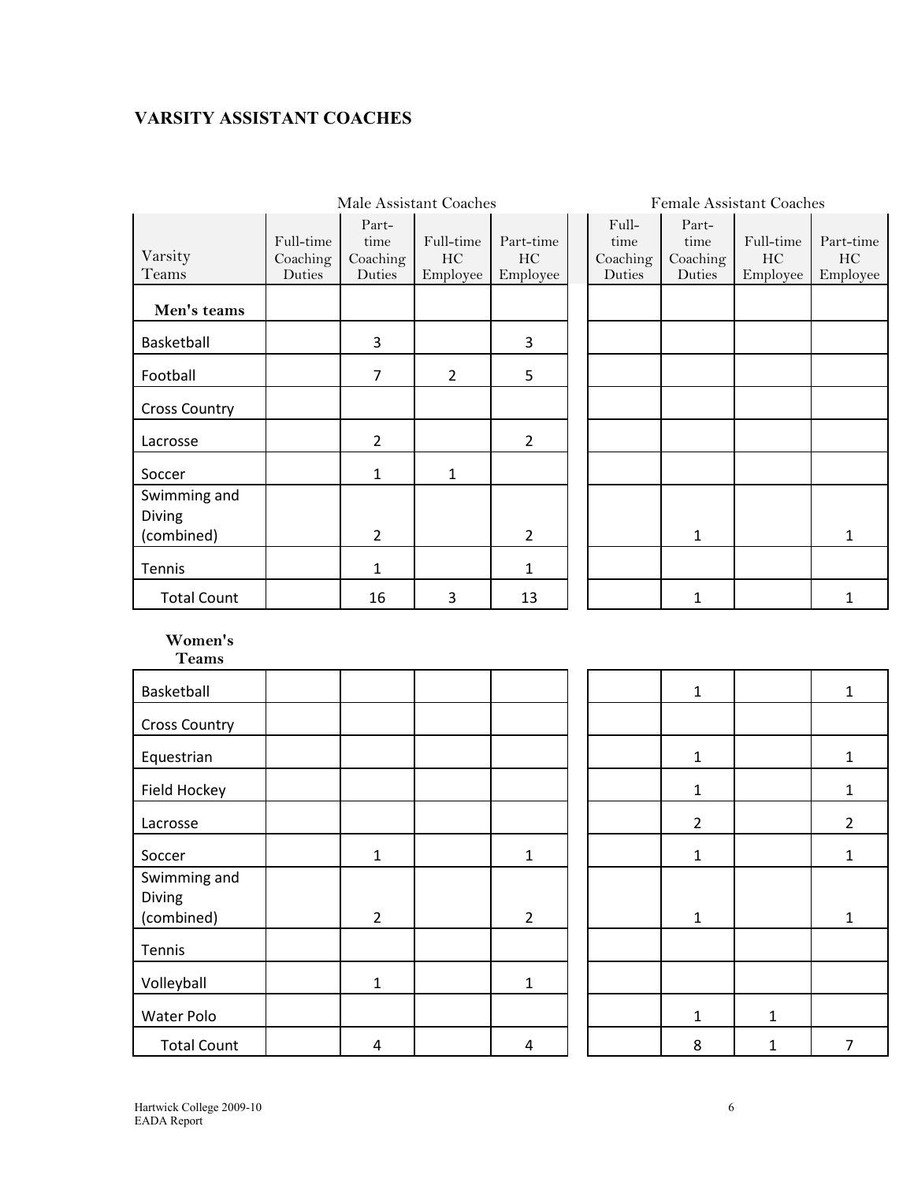## VARSITY ASSISTANT COACHES

| Varsity Teams | Male Assistant Coaches | | | | Female Assistant Coaches | | | |
|---|---|---|---|---|---|---|---|---|
| | Full-time Coaching Duties | Part-time Coaching Duties | Full-time HC Employee | Part-time HC Employee | Full-time Coaching Duties | Part-time Coaching Duties | Full-time HC Employee | Part-time HC Employee |
| **Men's teams** | | | | | | | | |
| Basketball | | 3 | | 3 | | | | |
| Football | | 7 | 2 | 5 | | | | |
| Cross Country | | | | | | | | |
| Lacrosse | | 2 | | 2 | | | | |
| Soccer | | 1 | 1 | | | | | |
| Swimming and Diving (combined) | | 2 | | 2 | | 1 | | 1 |
| Tennis | | 1 | | 1 | | | | |
| Total Count | | 16 | 3 | 13 | | 1 | | 1 |
| **Women's Teams** | | | | | | | | |
| Basketball | | | | | | 1 | | 1 |
| Cross Country | | | | | | | | |
| Equestrian | | | | | | 1 | | 1 |
| Field Hockey | | | | | | 1 | | 1 |
| Lacrosse | | | | | | 2 | | 2 |
| Soccer | | 1 | | 1 | | 1 | | 1 |
| Swimming and Diving (combined) | | 2 | | 2 | | 1 | | 1 |
| Tennis | | | | | | | | |
| Volleyball | | 1 | | 1 | | | | |
| Water Polo | | | | | | 1 | 1 | |
| Total Count | | 4 | | 4 | | 8 | 1 | 7 |

Hartwick College 2009-10
EADA Report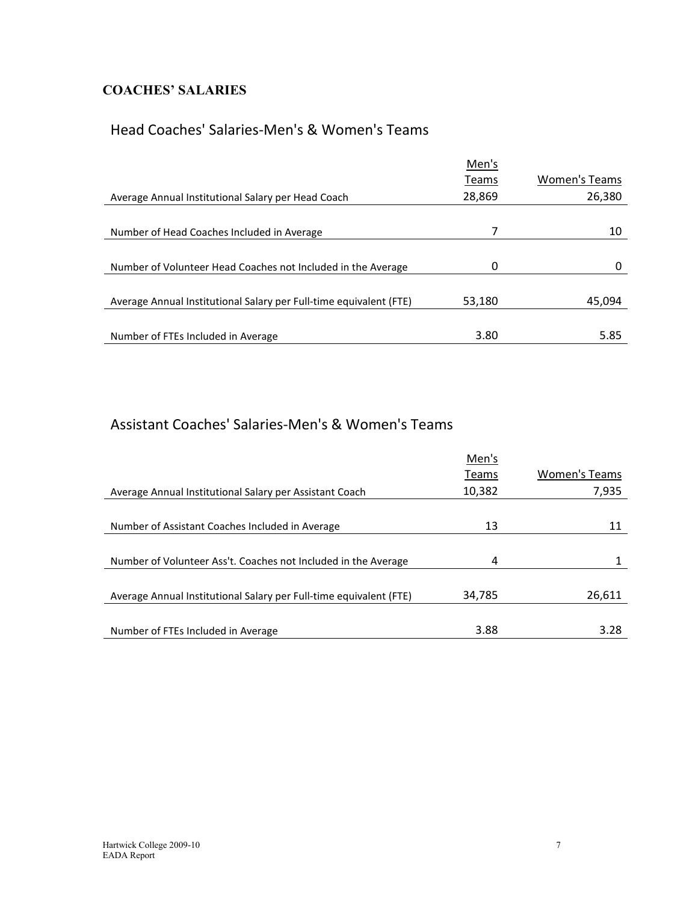## COACHES' SALARIES

### Head Coaches' Salaries-Men's & Women's Teams

| | Men's Teams | Women's Teams |
|---|---|---|
| Average Annual Institutional Salary per Head Coach | 28,869 | 26,380 |
| Number of Head Coaches Included in Average | 7 | 10 |
| Number of Volunteer Head Coaches not Included in the Average | 0 | 0 |
| Average Annual Institutional Salary per Full-time equivalent (FTE) | 53,180 | 45,094 |
| Number of FTEs Included in Average | 3.80 | 5.85 |

### Assistant Coaches' Salaries-Men's & Women's Teams

| | Men's Teams | Women's Teams |
|---|---|---|
| Average Annual Institutional Salary per Assistant Coach | 10,382 | 7,935 |
| Number of Assistant Coaches Included in Average | 13 | 11 |
| Number of Volunteer Ass't. Coaches not Included in the Average | 4 | 1 |
| Average Annual Institutional Salary per Full-time equivalent (FTE) | 34,785 | 26,611 |
| Number of FTEs Included in Average | 3.88 | 3.28 |